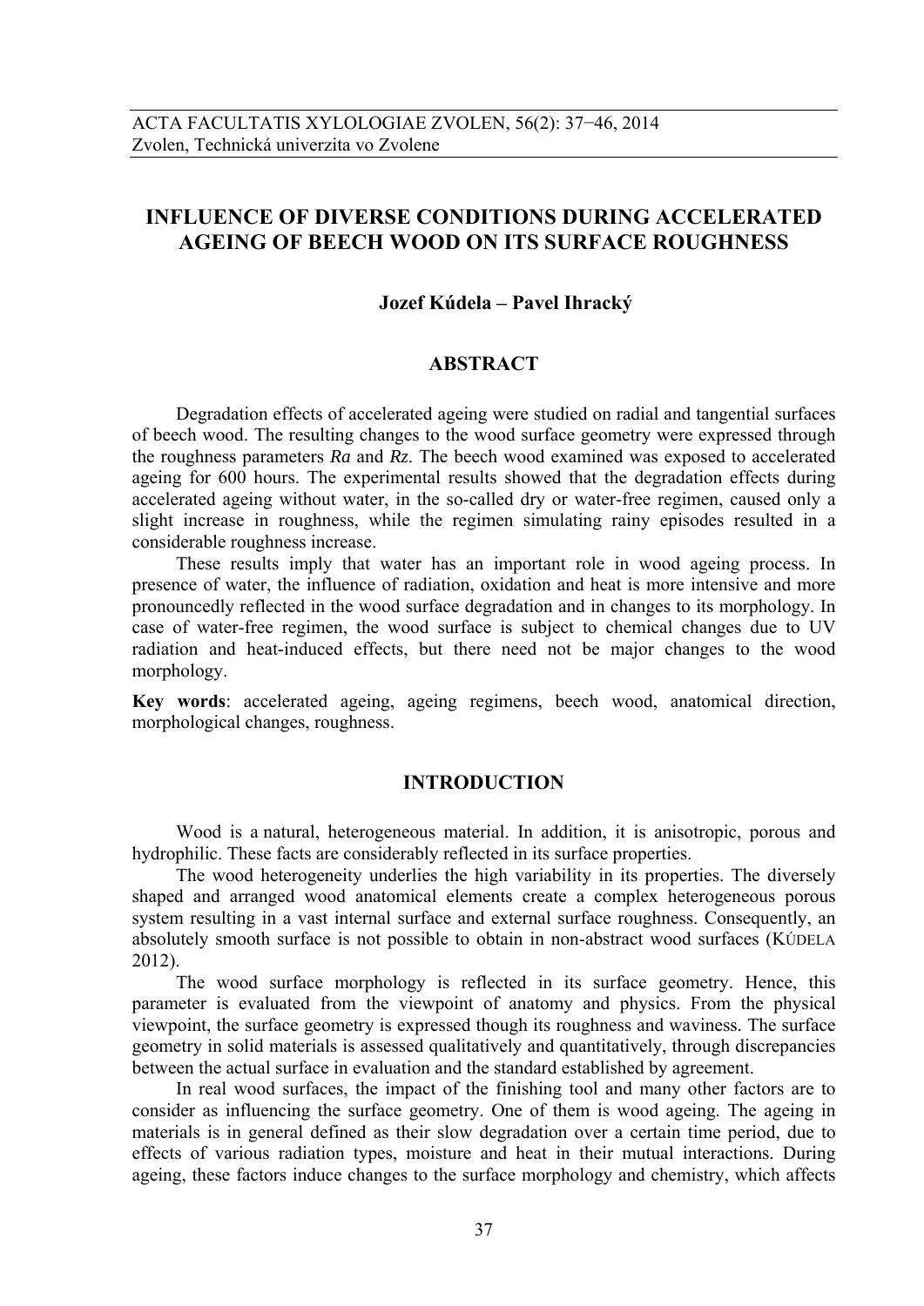# INFLUENCE OF DIVERSE CONDITIONS DURING ACCELERATED AGEING OF BEECH WOOD ON ITS SURFACE ROUGHNESS

**Jozef Kúdela – Pavel Ihracký**

## ABSTRACT

Degradation effects of accelerated ageing were studied on radial and tangential surfaces of beech wood. The resulting changes to the wood surface geometry were expressed through the roughness parameters *Ra* and *Rz*. The beech wood examined was exposed to accelerated ageing for 600 hours. The experimental results showed that the degradation effects during accelerated ageing without water, in the so-called dry or water-free regimen, caused only a slight increase in roughness, while the regimen simulating rainy episodes resulted in a considerable roughness increase.

These results imply that water has an important role in wood ageing process. In presence of water, the influence of radiation, oxidation and heat is more intensive and more pronouncedly reflected in the wood surface degradation and in changes to its morphology. In case of water-free regimen, the wood surface is subject to chemical changes due to UV radiation and heat-induced effects, but there need not be major changes to the wood morphology.

**Key words**: accelerated ageing, ageing regimens, beech wood, anatomical direction, morphological changes, roughness.

## INTRODUCTION

Wood is a natural, heterogeneous material. In addition, it is anisotropic, porous and hydrophilic. These facts are considerably reflected in its surface properties.

The wood heterogeneity underlies the high variability in its properties. The diversely shaped and arranged wood anatomical elements create a complex heterogeneous porous system resulting in a vast internal surface and external surface roughness. Consequently, an absolutely smooth surface is not possible to obtain in non-abstract wood surfaces (KÚDELA 2012).

The wood surface morphology is reflected in its surface geometry. Hence, this parameter is evaluated from the viewpoint of anatomy and physics. From the physical viewpoint, the surface geometry is expressed though its roughness and waviness. The surface geometry in solid materials is assessed qualitatively and quantitatively, through discrepancies between the actual surface in evaluation and the standard established by agreement.

In real wood surfaces, the impact of the finishing tool and many other factors are to consider as influencing the surface geometry. One of them is wood ageing. The ageing in materials is in general defined as their slow degradation over a certain time period, due to effects of various radiation types, moisture and heat in their mutual interactions. During ageing, these factors induce changes to the surface morphology and chemistry, which affects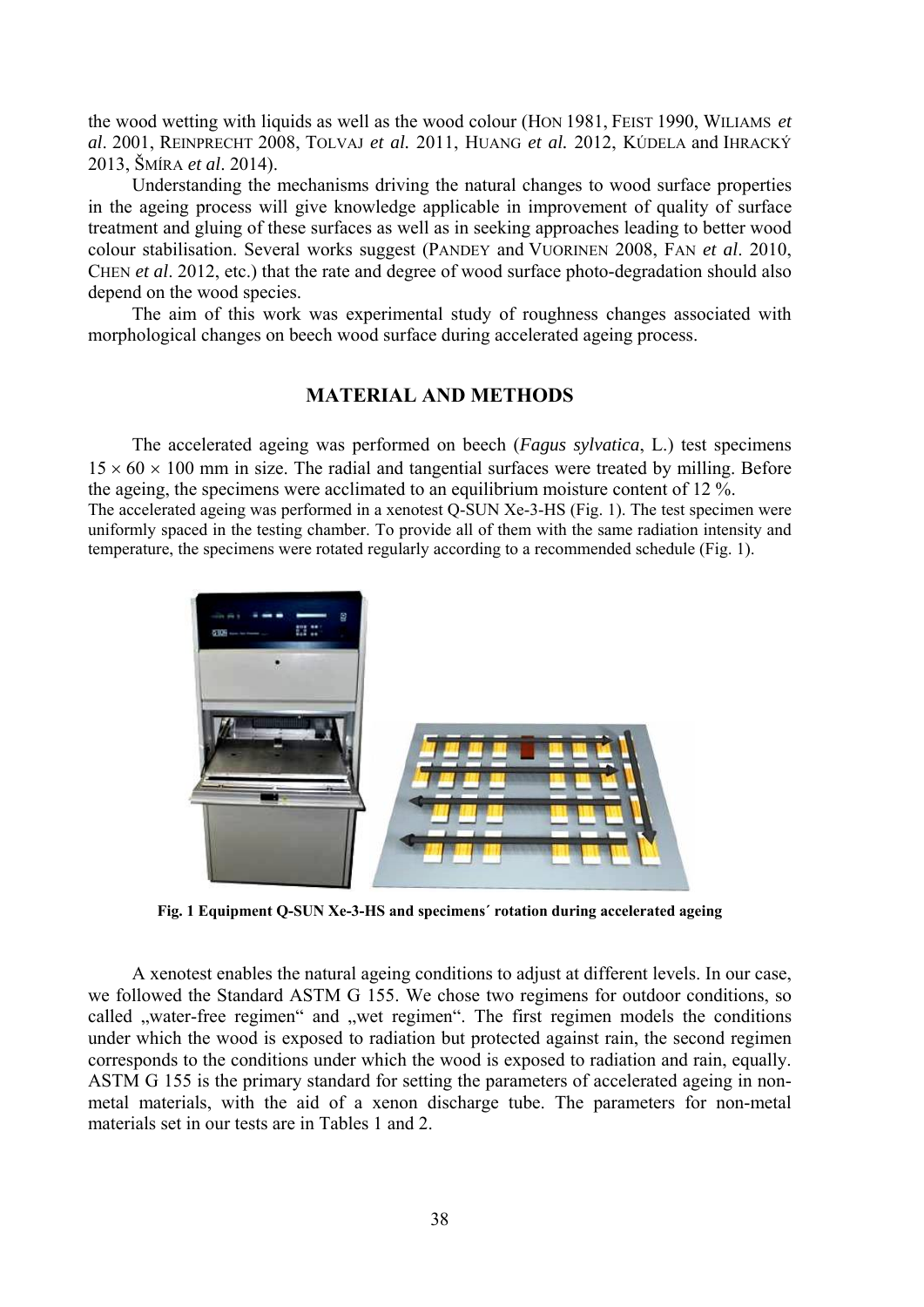the wood wetting with liquids as well as the wood colour (HON 1981, FEIST 1990, WILIAMS *et al*. 2001, REINPRECHT 2008, TOLVAJ *et al.* 2011, HUANG *et al.* 2012, KÚDELA and IHRACKÝ 2013, ŠMÍRA *et al*. 2014).

Understanding the mechanisms driving the natural changes to wood surface properties in the ageing process will give knowledge applicable in improvement of quality of surface treatment and gluing of these surfaces as well as in seeking approaches leading to better wood colour stabilisation. Several works suggest (PANDEY and VUORINEN 2008, FAN *et al*. 2010, CHEN *et al*. 2012, etc.) that the rate and degree of wood surface photo-degradation should also depend on the wood species.

The aim of this work was experimental study of roughness changes associated with morphological changes on beech wood surface during accelerated ageing process.

## MATERIAL AND METHODS

The accelerated ageing was performed on beech (*Fagus sylvatica*, L.) test specimens $15 \times 60 \times 100$ mm in size. The radial and tangential surfaces were treated by milling. Before the ageing, the specimens were acclimated to an equilibrium moisture content of 12 %.
The accelerated ageing was performed in a xenotest Q-SUN Xe-3-HS (Fig. 1). The test specimen were uniformly spaced in the testing chamber. To provide all of them with the same radiation intensity and temperature, the specimens were rotated regularly according to a recommended schedule (Fig. 1).

**Fig. 1 Equipment Q-SUN Xe-3-HS and specimens´ rotation during accelerated ageing**

A xenotest enables the natural ageing conditions to adjust at different levels. In our case, we followed the Standard ASTM G 155. We chose two regimens for outdoor conditions, so called „water-free regimen" and „wet regimen". The first regimen models the conditions under which the wood is exposed to radiation but protected against rain, the second regimen corresponds to the conditions under which the wood is exposed to radiation and rain, equally. ASTM G 155 is the primary standard for setting the parameters of accelerated ageing in non-metal materials, with the aid of a xenon discharge tube. The parameters for non-metal materials set in our tests are in Tables 1 and 2.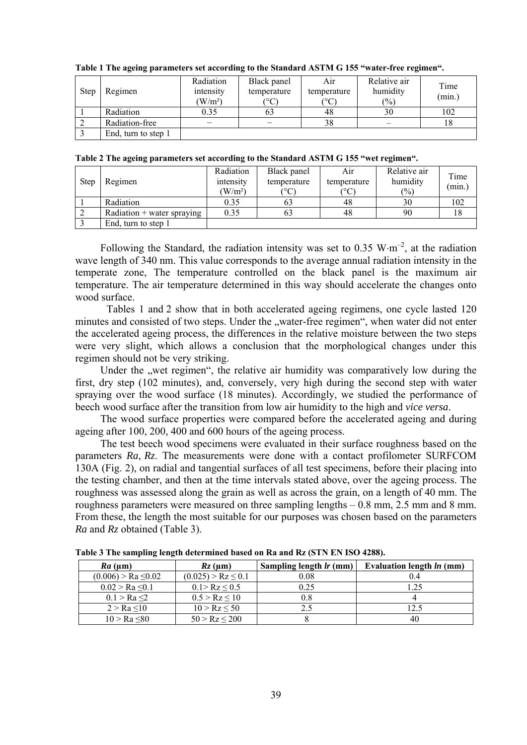**Table 1 The ageing parameters set according to the Standard ASTM G 155 "water-free regimen".**

| Step | Regimen | Radiation intensity (W/m²) | Black panel temperature (°C) | Air temperature (°C) | Relative air humidity (%) | Time (min.) |
|---|---|---|---|---|---|---|
| 1 | Radiation | 0.35 | 63 | 48 | 30 | 102 |
| 2 | Radiation-free | – | – | 38 | – | 18 |
| 3 | End, turn to step 1 | | | | | |

**Table 2 The ageing parameters set according to the Standard ASTM G 155 "wet regimen".**

| Step | Regimen | Radiation intensity (W/m²) | Black panel temperature (°C) | Air temperature (°C) | Relative air humidity (%) | Time (min.) |
|---|---|---|---|---|---|---|
| 1 | Radiation | 0.35 | 63 | 48 | 30 | 102 |
| 2 | Radiation + water spraying | 0.35 | 63 | 48 | 90 | 18 |
| 3 | End, turn to step 1 | | | | | |

Following the Standard, the radiation intensity was set to 0.35 $W \cdot m^{-2}$, at the radiation wave length of 340 nm. This value corresponds to the average annual radiation intensity in the temperate zone, The temperature controlled on the black panel is the maximum air temperature. The air temperature determined in this way should accelerate the changes onto wood surface.

Tables 1 and 2 show that in both accelerated ageing regimens, one cycle lasted 120 minutes and consisted of two steps. Under the „water-free regimen", when water did not enter the accelerated ageing process, the differences in the relative moisture between the two steps were very slight, which allows a conclusion that the morphological changes under this regimen should not be very striking.

Under the „wet regimen", the relative air humidity was comparatively low during the first, dry step (102 minutes), and, conversely, very high during the second step with water spraying over the wood surface (18 minutes). Accordingly, we studied the performance of beech wood surface after the transition from low air humidity to the high and *vice versa*.

The wood surface properties were compared before the accelerated ageing and during ageing after 100, 200, 400 and 600 hours of the ageing process.

The test beech wood specimens were evaluated in their surface roughness based on the parameters *Ra*, *Rz*. The measurements were done with a contact profilometer SURFCOM 130A (Fig. 2), on radial and tangential surfaces of all test specimens, before their placing into the testing chamber, and then at the time intervals stated above, over the ageing process. The roughness was assessed along the grain as well as across the grain, on a length of 40 mm. The roughness parameters were measured on three sampling lengths – 0.8 mm, 2.5 mm and 8 mm. From these, the length the most suitable for our purposes was chosen based on the parameters *Ra* and *Rz* obtained (Table 3).

**Table 3 The sampling length determined based on Ra and Rz (STN EN ISO 4288).**

| *Ra* (μm) | *Rz* (μm) | Sampling length *lr* (mm) | Evaluation length *ln* (mm) |
|---|---|---|---|
| (0.006) > Ra ≤0.02 | (0.025) > Rz ≤ 0.1 | 0.08 | 0.4 |
| 0.02 > Ra ≤0.1 | 0.1> Rz ≤ 0.5 | 0.25 | 1.25 |
| 0.1 > Ra ≤2 | 0.5 > Rz ≤ 10 | 0.8 | 4 |
| 2 > Ra ≤10 | 10 > Rz ≤ 50 | 2.5 | 12.5 |
| 10 > Ra ≤80 | 50 > Rz ≤ 200 | 8 | 40 |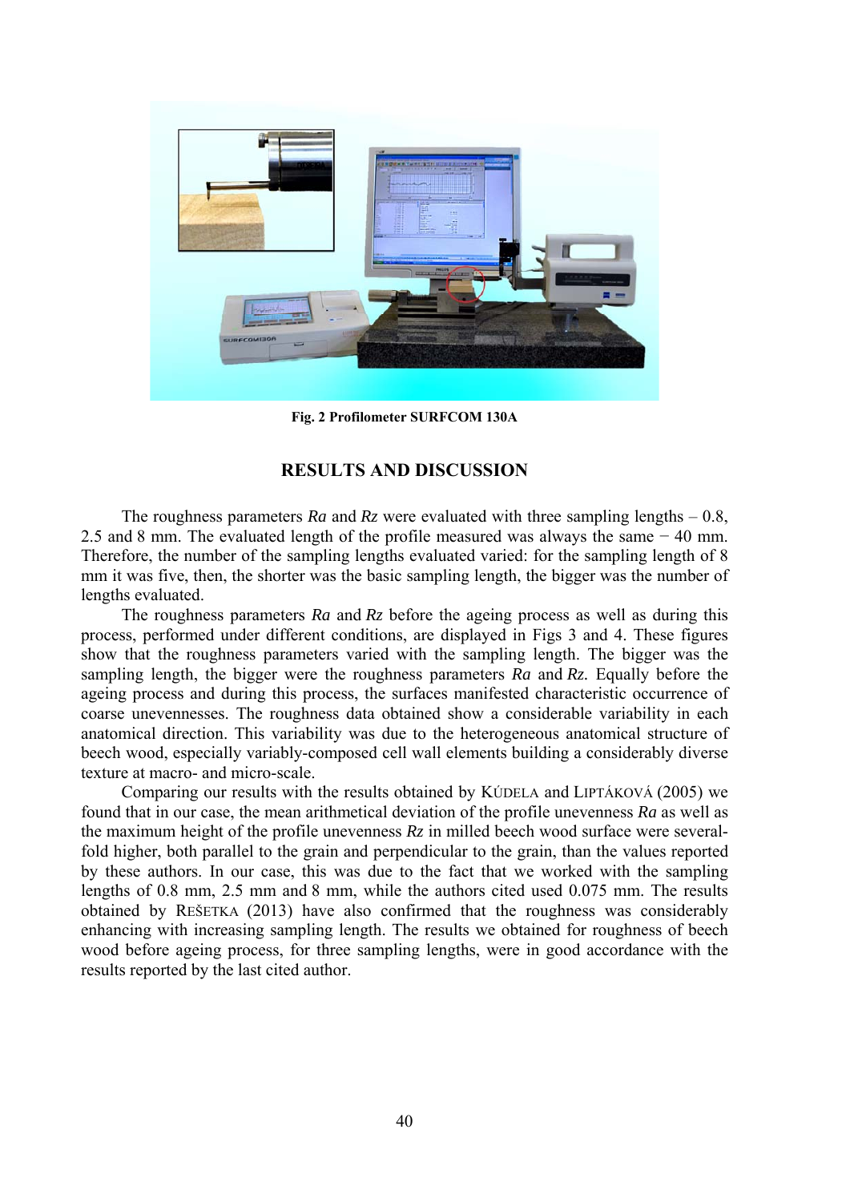Fig. 2 Profilometer SURFCOM 130A

## RESULTS AND DISCUSSION

The roughness parameters *Ra* and *Rz* were evaluated with three sampling lengths – 0.8, 2.5 and 8 mm. The evaluated length of the profile measured was always the same − 40 mm. Therefore, the number of the sampling lengths evaluated varied: for the sampling length of 8 mm it was five, then, the shorter was the basic sampling length, the bigger was the number of lengths evaluated.

The roughness parameters *Ra* and *Rz* before the ageing process as well as during this process, performed under different conditions, are displayed in Figs 3 and 4. These figures show that the roughness parameters varied with the sampling length. The bigger was the sampling length, the bigger were the roughness parameters *Ra* and *Rz.* Equally before the ageing process and during this process, the surfaces manifested characteristic occurrence of coarse unevennesses. The roughness data obtained show a considerable variability in each anatomical direction. This variability was due to the heterogeneous anatomical structure of beech wood, especially variably-composed cell wall elements building a considerably diverse texture at macro- and micro-scale.

Comparing our results with the results obtained by KÚDELA and LIPTÁKOVÁ (2005) we found that in our case, the mean arithmetical deviation of the profile unevenness *Ra* as well as the maximum height of the profile unevenness *Rz* in milled beech wood surface were several-fold higher, both parallel to the grain and perpendicular to the grain, than the values reported by these authors. In our case, this was due to the fact that we worked with the sampling lengths of 0.8 mm, 2.5 mm and 8 mm, while the authors cited used 0.075 mm. The results obtained by REŠETKA (2013) have also confirmed that the roughness was considerably enhancing with increasing sampling length. The results we obtained for roughness of beech wood before ageing process, for three sampling lengths, were in good accordance with the results reported by the last cited author.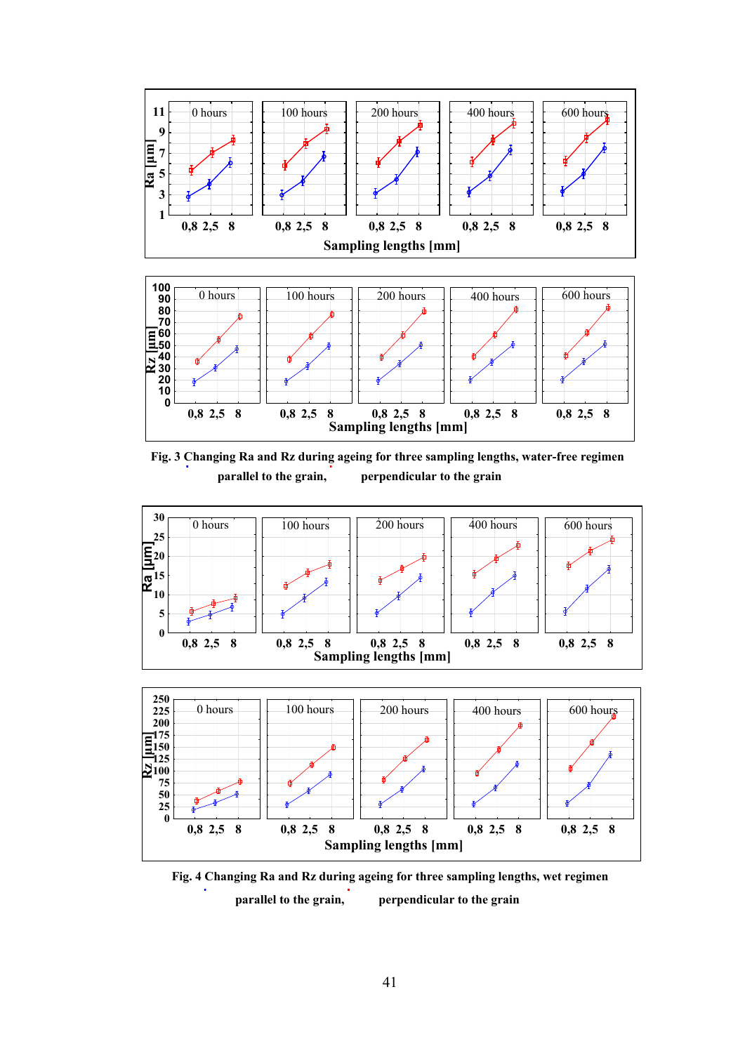Fig. 3 Changing Ra and Rz during ageing for three sampling lengths, water-free regimen

parallel to the grain, perpendicular to the grain

Fig. 4 Changing Ra and Rz during ageing for three sampling lengths, wet regimen

parallel to the grain, perpendicular to the grain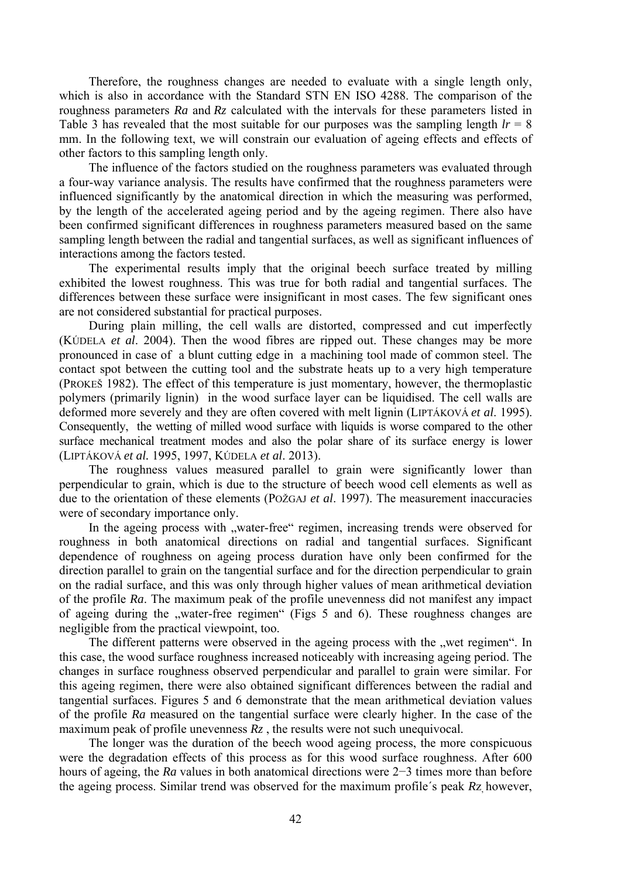Therefore, the roughness changes are needed to evaluate with a single length only, which is also in accordance with the Standard STN EN ISO 4288. The comparison of the roughness parameters *Ra* and *Rz* calculated with the intervals for these parameters listed in Table 3 has revealed that the most suitable for our purposes was the sampling length $lr = 8$ mm. In the following text, we will constrain our evaluation of ageing effects and effects of other factors to this sampling length only.

The influence of the factors studied on the roughness parameters was evaluated through a four-way variance analysis. The results have confirmed that the roughness parameters were influenced significantly by the anatomical direction in which the measuring was performed, by the length of the accelerated ageing period and by the ageing regimen. There also have been confirmed significant differences in roughness parameters measured based on the same sampling length between the radial and tangential surfaces, as well as significant influences of interactions among the factors tested.

The experimental results imply that the original beech surface treated by milling exhibited the lowest roughness. This was true for both radial and tangential surfaces. The differences between these surface were insignificant in most cases. The few significant ones are not considered substantial for practical purposes.

During plain milling, the cell walls are distorted, compressed and cut imperfectly (KÚDELA *et al*. 2004). Then the wood fibres are ripped out. These changes may be more pronounced in case of a blunt cutting edge in a machining tool made of common steel. The contact spot between the cutting tool and the substrate heats up to a very high temperature (PROKEŠ 1982). The effect of this temperature is just momentary, however, the thermoplastic polymers (primarily lignin) in the wood surface layer can be liquidised. The cell walls are deformed more severely and they are often covered with melt lignin (LIPTÁKOVÁ *et al.* 1995). Consequently, the wetting of milled wood surface with liquids is worse compared to the other surface mechanical treatment modes and also the polar share of its surface energy is lower (LIPTÁKOVÁ *et al.* 1995, 1997, KÚDELA *et al*. 2013).

The roughness values measured parallel to grain were significantly lower than perpendicular to grain, which is due to the structure of beech wood cell elements as well as due to the orientation of these elements (POŽGAJ *et al*. 1997). The measurement inaccuracies were of secondary importance only.

In the ageing process with „water-free" regimen, increasing trends were observed for roughness in both anatomical directions on radial and tangential surfaces. Significant dependence of roughness on ageing process duration have only been confirmed for the direction parallel to grain on the tangential surface and for the direction perpendicular to grain on the radial surface, and this was only through higher values of mean arithmetical deviation of the profile *Ra*. The maximum peak of the profile unevenness did not manifest any impact of ageing during the „water-free regimen" (Figs 5 and 6). These roughness changes are negligible from the practical viewpoint, too.

The different patterns were observed in the ageing process with the „wet regimen". In this case, the wood surface roughness increased noticeably with increasing ageing period. The changes in surface roughness observed perpendicular and parallel to grain were similar. For this ageing regimen, there were also obtained significant differences between the radial and tangential surfaces. Figures 5 and 6 demonstrate that the mean arithmetical deviation values of the profile *Ra* measured on the tangential surface were clearly higher. In the case of the maximum peak of profile unevenness *Rz* , the results were not such unequivocal.

The longer was the duration of the beech wood ageing process, the more conspicuous were the degradation effects of this process as for this wood surface roughness. After 600 hours of ageing, the *Ra* values in both anatomical directions were 2−3 times more than before the ageing process. Similar trend was observed for the maximum profile´s peak *Rz*, however,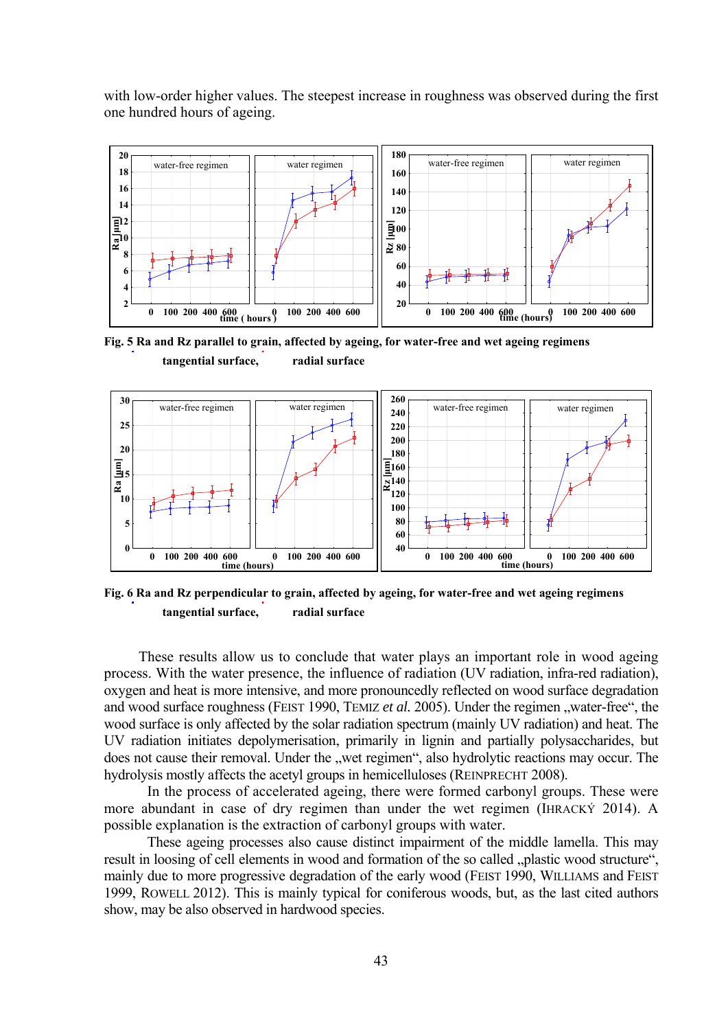with low-order higher values. The steepest increase in roughness was observed during the first one hundred hours of ageing.

**Fig. 5 Ra and Rz parallel to grain, affected by ageing, for water-free and wet ageing regimens**
**tangential surface, radial surface**

**Fig. 6 Ra and Rz perpendicular to grain, affected by ageing, for water-free and wet ageing regimens**
**tangential surface, radial surface**

These results allow us to conclude that water plays an important role in wood ageing process. With the water presence, the influence of radiation (UV radiation, infra-red radiation), oxygen and heat is more intensive, and more pronouncedly reflected on wood surface degradation and wood surface roughness (FEIST 1990, TEMIZ *et al.* 2005). Under the regimen „water-free“, the wood surface is only affected by the solar radiation spectrum (mainly UV radiation) and heat. The UV radiation initiates depolymerisation, primarily in lignin and partially polysaccharides, but does not cause their removal. Under the „wet regimen“, also hydrolytic reactions may occur. The hydrolysis mostly affects the acetyl groups in hemicelluloses (REINPRECHT 2008).

In the process of accelerated ageing, there were formed carbonyl groups. These were more abundant in case of dry regimen than under the wet regimen (IHRACKÝ 2014). A possible explanation is the extraction of carbonyl groups with water.

These ageing processes also cause distinct impairment of the middle lamella. This may result in loosing of cell elements in wood and formation of the so called „plastic wood structure“, mainly due to more progressive degradation of the early wood (FEIST 1990, WILLIAMS and FEIST 1999, ROWELL 2012). This is mainly typical for coniferous woods, but, as the last cited authors show, may be also observed in hardwood species.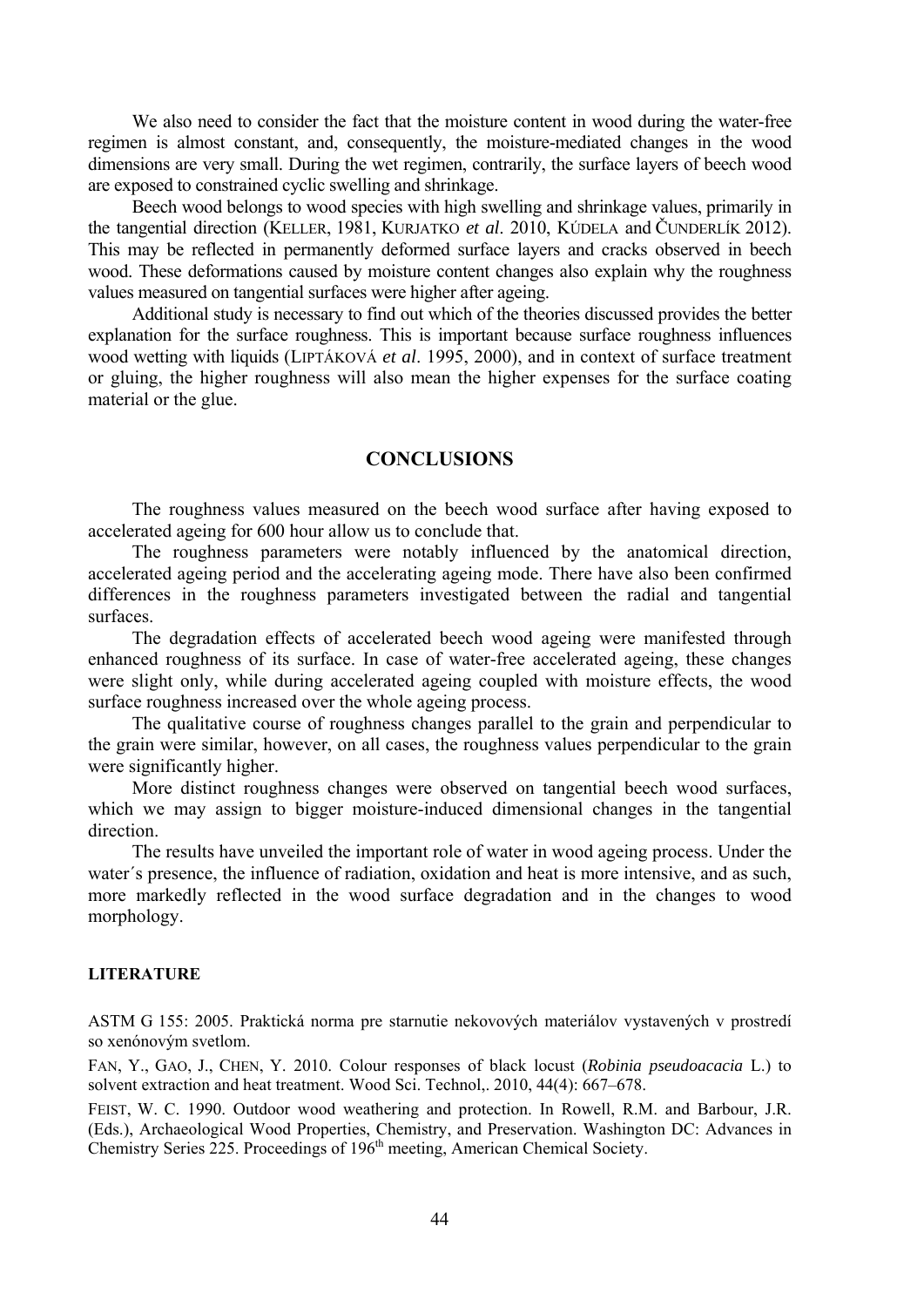We also need to consider the fact that the moisture content in wood during the water-free regimen is almost constant, and, consequently, the moisture-mediated changes in the wood dimensions are very small. During the wet regimen, contrarily, the surface layers of beech wood are exposed to constrained cyclic swelling and shrinkage.

Beech wood belongs to wood species with high swelling and shrinkage values, primarily in the tangential direction (KELLER, 1981, KURJATKO *et al*. 2010, KÚDELA and ČUNDERLÍK 2012). This may be reflected in permanently deformed surface layers and cracks observed in beech wood. These deformations caused by moisture content changes also explain why the roughness values measured on tangential surfaces were higher after ageing.

Additional study is necessary to find out which of the theories discussed provides the better explanation for the surface roughness. This is important because surface roughness influences wood wetting with liquids (LIPTÁKOVÁ *et al*. 1995, 2000), and in context of surface treatment or gluing, the higher roughness will also mean the higher expenses for the surface coating material or the glue.

## CONCLUSIONS

The roughness values measured on the beech wood surface after having exposed to accelerated ageing for 600 hour allow us to conclude that.

The roughness parameters were notably influenced by the anatomical direction, accelerated ageing period and the accelerating ageing mode. There have also been confirmed differences in the roughness parameters investigated between the radial and tangential surfaces.

The degradation effects of accelerated beech wood ageing were manifested through enhanced roughness of its surface. In case of water-free accelerated ageing, these changes were slight only, while during accelerated ageing coupled with moisture effects, the wood surface roughness increased over the whole ageing process.

The qualitative course of roughness changes parallel to the grain and perpendicular to the grain were similar, however, on all cases, the roughness values perpendicular to the grain were significantly higher.

More distinct roughness changes were observed on tangential beech wood surfaces, which we may assign to bigger moisture-induced dimensional changes in the tangential direction.

The results have unveiled the important role of water in wood ageing process. Under the water´s presence, the influence of radiation, oxidation and heat is more intensive, and as such, more markedly reflected in the wood surface degradation and in the changes to wood morphology.

### LITERATURE

ASTM G 155: 2005. Praktická norma pre starnutie nekovových materiálov vystavených v prostredí so xenónovým svetlom.

FAN, Y., GAO, J., CHEN, Y. 2010. Colour responses of black locust (*Robinia pseudoacacia* L.) to solvent extraction and heat treatment. Wood Sci. Technol,. 2010, 44(4): 667–678.

FEIST, W. C. 1990. Outdoor wood weathering and protection. In Rowell, R.M. and Barbour, J.R. (Eds.), Archaeological Wood Properties, Chemistry, and Preservation. Washington DC: Advances in Chemistry Series 225. Proceedings of 196th meeting, American Chemical Society.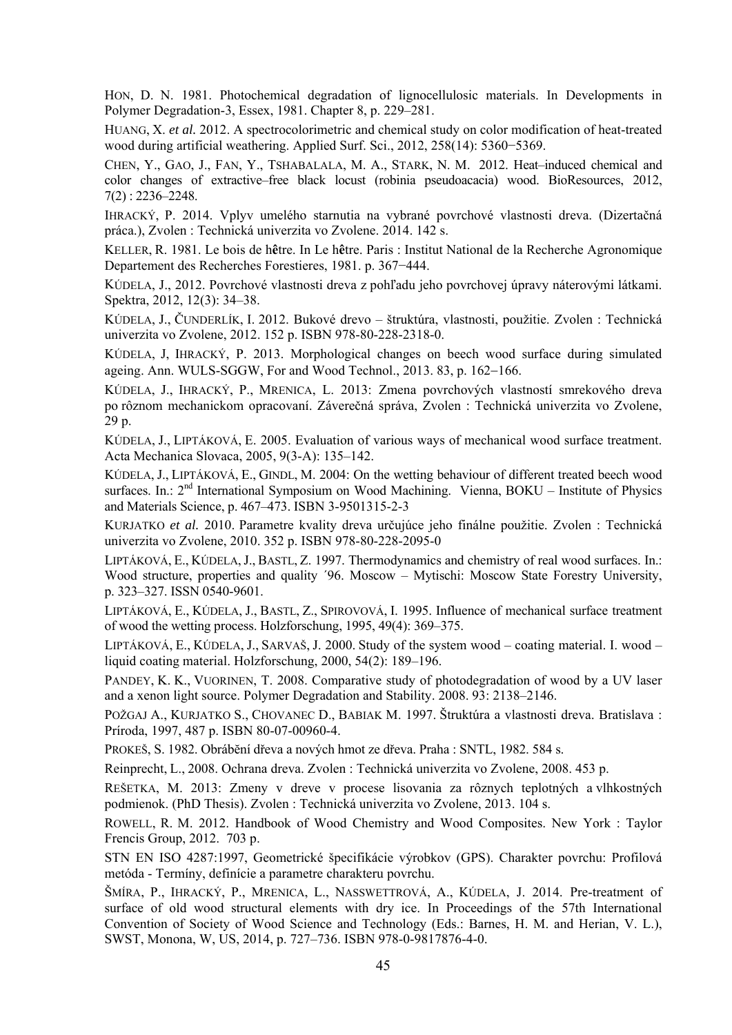HON, D. N. 1981. Photochemical degradation of lignocellulosic materials. In Developments in Polymer Degradation-3, Essex, 1981. Chapter 8, p. 229–281.

HUANG, X. *et al.* 2012. A spectrocolorimetric and chemical study on color modification of heat-treated wood during artificial weathering. Applied Surf. Sci., 2012, 258(14): 5360−5369.

CHEN, Y., GAO, J., FAN, Y., TSHABALALA, M. A., STARK, N. M. 2012. Heat–induced chemical and color changes of extractive–free black locust (robinia pseudoacacia) wood. BioResources, 2012, 7(2) : 2236–2248.

IHRACKÝ, P. 2014. Vplyv umelého starnutia na vybrané povrchové vlastnosti dreva. (Dizertačná práca.), Zvolen : Technická univerzita vo Zvolene. 2014. 142 s.

KELLER, R. 1981. Le bois de hêtre. In Le hêtre. Paris : Institut National de la Recherche Agronomique Departement des Recherches Forestieres, 1981. p. 367−444.

KÚDELA, J., 2012. Povrchové vlastnosti dreva z pohľadu jeho povrchovej úpravy náterovými látkami. Spektra, 2012, 12(3): 34–38.

KÚDELA, J., ČUNDERLÍK, I. 2012. Bukové drevo – štruktúra, vlastnosti, použitie. Zvolen : Technická univerzita vo Zvolene, 2012. 152 p. ISBN 978-80-228-2318-0.

KÚDELA, J, IHRACKÝ, P. 2013. Morphological changes on beech wood surface during simulated ageing. Ann. WULS-SGGW, For and Wood Technol., 2013. 83, p. 162−166.

KÚDELA, J., IHRACKÝ, P., MRENICA, L. 2013: Zmena povrchových vlastností smrekového dreva po rôznom mechanickom opracovaní. Záverečná správa, Zvolen : Technická univerzita vo Zvolene, 29 p.

KÚDELA, J., LIPTÁKOVÁ, E. 2005. Evaluation of various ways of mechanical wood surface treatment. Acta Mechanica Slovaca, 2005, 9(3-A): 135–142.

KÚDELA, J., LIPTÁKOVÁ, E., GINDL, M. 2004: On the wetting behaviour of different treated beech wood surfaces. In.: 2nd International Symposium on Wood Machining. Vienna, BOKU – Institute of Physics and Materials Science, p. 467–473. ISBN 3-9501315-2-3

KURJATKO *et al.* 2010. Parametre kvality dreva určujúce jeho finálne použitie. Zvolen : Technická univerzita vo Zvolene, 2010. 352 p. ISBN 978-80-228-2095-0

LIPTÁKOVÁ, E., KÚDELA, J., BASTL, Z. 1997. Thermodynamics and chemistry of real wood surfaces. In.: Wood structure, properties and quality ´96. Moscow – Mytischi: Moscow State Forestry University, p. 323–327. ISSN 0540-9601.

LIPTÁKOVÁ, E., KÚDELA, J., BASTL, Z., SPIROVOVÁ, I. 1995. Influence of mechanical surface treatment of wood the wetting process. Holzforschung, 1995, 49(4): 369–375.

LIPTÁKOVÁ, E., KÚDELA, J., SARVAŠ, J. 2000. Study of the system wood – coating material. I. wood – liquid coating material. Holzforschung, 2000, 54(2): 189–196.

PANDEY, K. K., VUORINEN, T. 2008. Comparative study of photodegradation of wood by a UV laser and a xenon light source. Polymer Degradation and Stability. 2008. 93: 2138–2146.

POŽGAJ A., KURJATKO S., CHOVANEC D., BABIAK M. 1997. Štruktúra a vlastnosti dreva. Bratislava : Príroda, 1997, 487 p. ISBN 80-07-00960-4.

PROKEŠ, S. 1982. Obrábění dřeva a nových hmot ze dřeva. Praha : SNTL, 1982. 584 s.

Reinprecht, L., 2008. Ochrana dreva. Zvolen : Technická univerzita vo Zvolene, 2008. 453 p.

REŠETKA, M. 2013: Zmeny v dreve v procese lisovania za rôznych teplotných a vlhkostných podmienok. (PhD Thesis). Zvolen : Technická univerzita vo Zvolene, 2013. 104 s.

ROWELL, R. M. 2012. Handbook of Wood Chemistry and Wood Composites. New York : Taylor Frencis Group, 2012. 703 p.

STN EN ISO 4287:1997, Geometrické špecifikácie výrobkov (GPS). Charakter povrchu: Profilová metóda - Termíny, definície a parametre charakteru povrchu.

ŠMÍRA, P., IHRACKÝ, P., MRENICA, L., NASSWETTROVÁ, A., KÚDELA, J. 2014. Pre-treatment of surface of old wood structural elements with dry ice. In Proceedings of the 57th International Convention of Society of Wood Science and Technology (Eds.: Barnes, H. M. and Herian, V. L.), SWST, Monona, W, US, 2014, p. 727–736. ISBN 978-0-9817876-4-0.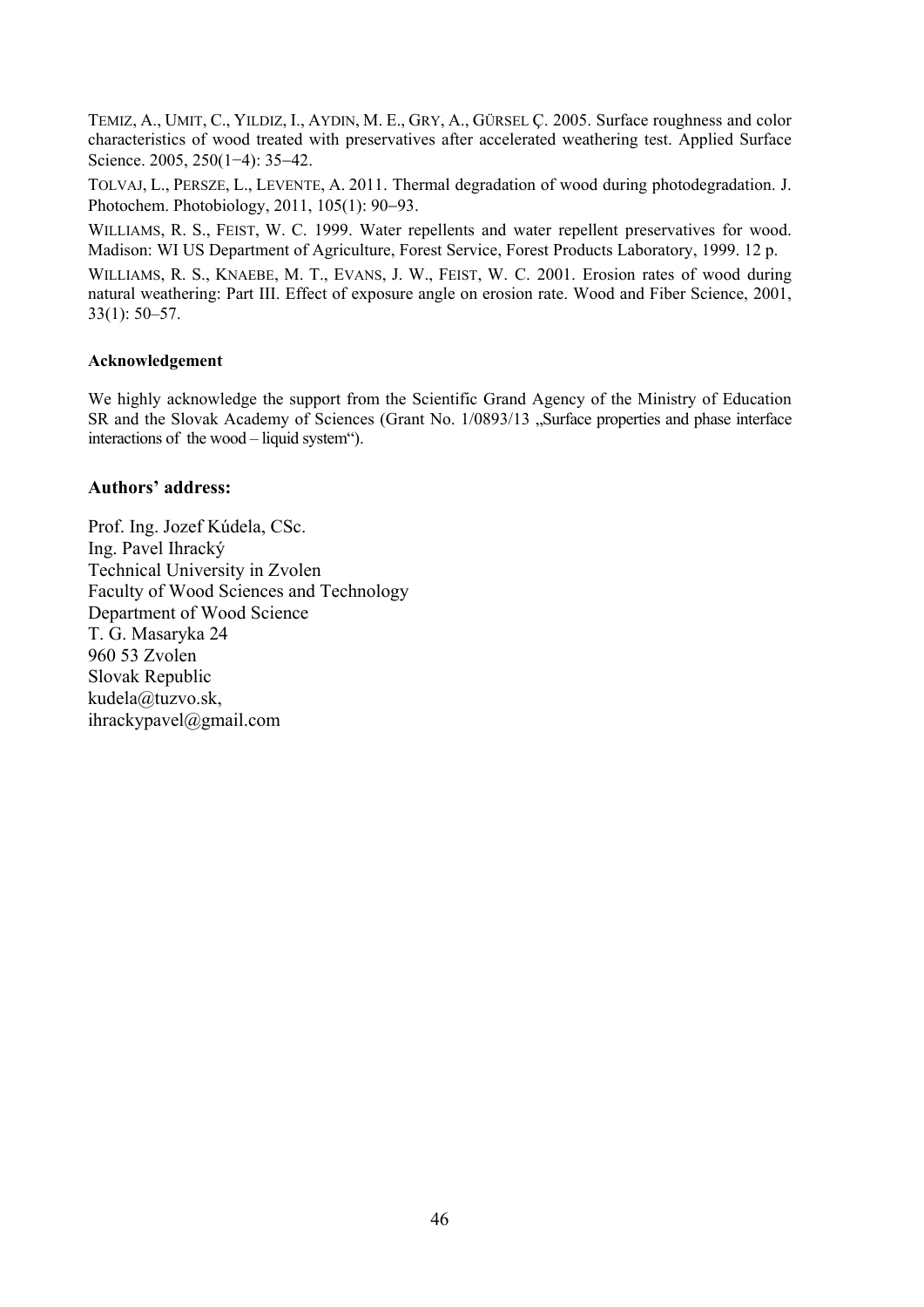TEMIZ, A., UMIT, C., YILDIZ, I., AYDIN, M. E., GRY, A., GÜRSEL Ç. 2005. Surface roughness and color characteristics of wood treated with preservatives after accelerated weathering test. Applied Surface Science. 2005, 250(1−4): 35–42.

TOLVAJ, L., PERSZE, L., LEVENTE, A. 2011. Thermal degradation of wood during photodegradation. J. Photochem. Photobiology, 2011, 105(1): 90–93.

WILLIAMS, R. S., FEIST, W. C. 1999. Water repellents and water repellent preservatives for wood. Madison: WI US Department of Agriculture, Forest Service, Forest Products Laboratory, 1999. 12 p.

WILLIAMS, R. S., KNAEBE, M. T., EVANS, J. W., FEIST, W. C. 2001. Erosion rates of wood during natural weathering: Part III. Effect of exposure angle on erosion rate. Wood and Fiber Science, 2001, 33(1): 50–57.

**Acknowledgement**

We highly acknowledge the support from the Scientific Grand Agency of the Ministry of Education SR and the Slovak Academy of Sciences (Grant No. 1/0893/13 „Surface properties and phase interface interactions of the wood – liquid system").

## Authors' address:

Prof. Ing. Jozef Kúdela, CSc.
Ing. Pavel Ihracký
Technical University in Zvolen
Faculty of Wood Sciences and Technology
Department of Wood Science
T. G. Masaryka 24
960 53 Zvolen
Slovak Republic
kudela@tuzvo.sk,
ihrackypavel@gmail.com